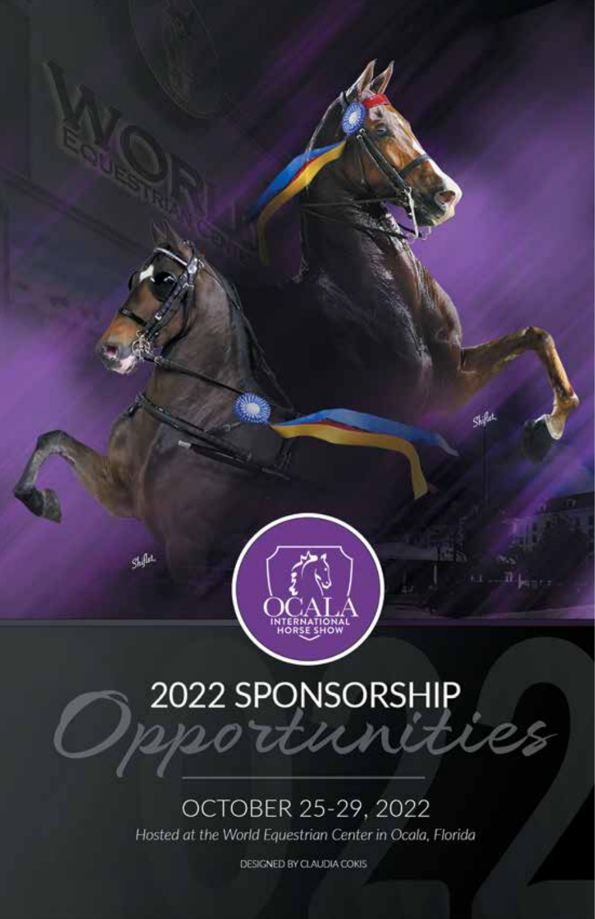# 2022 SPONSORSHIP

## *Opportunities*

OCALA INTERNATIONAL HORSE SHOW

OCTOBER 25-29, 2022

*Hosted at the World Equestrian Center in Ocala, Florida*

DESIGNED BY CLAUDIA COKIS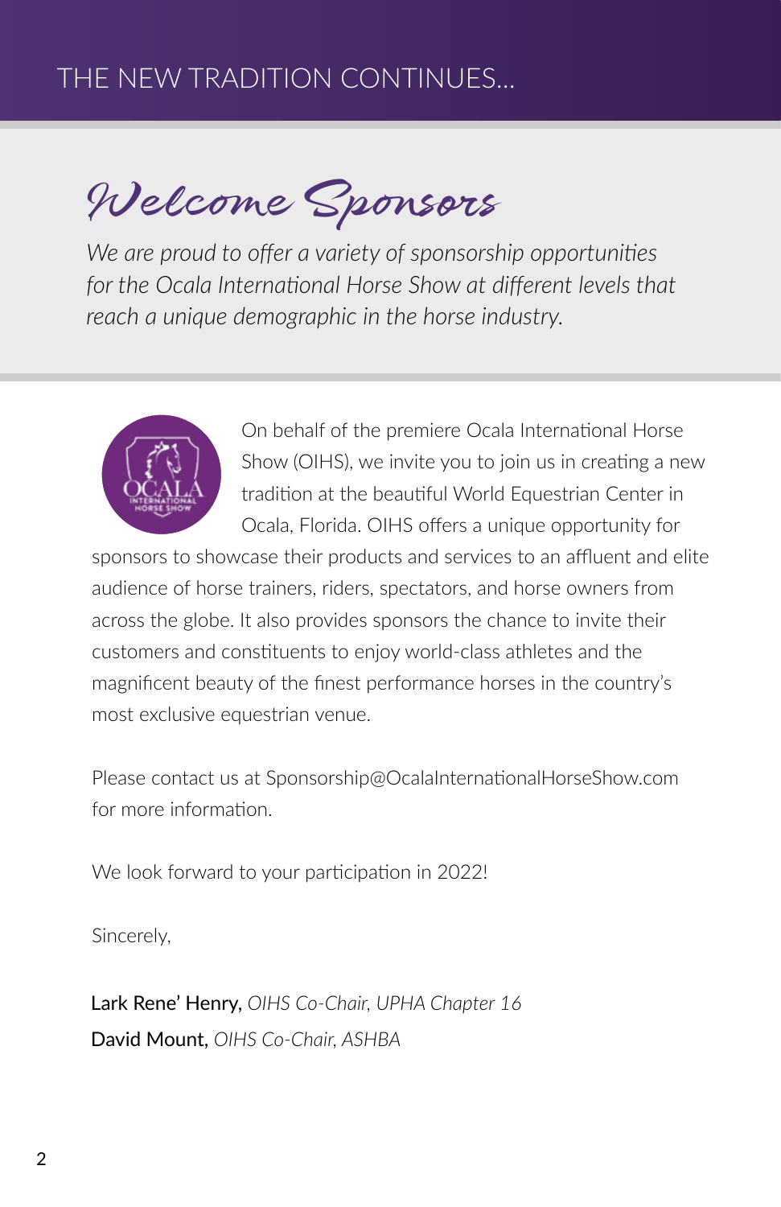THE NEW TRADITION CONTINUES...

# Welcome Sponsors

*We are proud to offer a variety of sponsorship opportunities for the Ocala International Horse Show at different levels that reach a unique demographic in the horse industry.*

On behalf of the premiere Ocala International Horse Show (OIHS), we invite you to join us in creating a new tradition at the beautiful World Equestrian Center in Ocala, Florida. OIHS offers a unique opportunity for sponsors to showcase their products and services to an affluent and elite audience of horse trainers, riders, spectators, and horse owners from across the globe. It also provides sponsors the chance to invite their customers and constituents to enjoy world-class athletes and the magnificent beauty of the finest performance horses in the country's most exclusive equestrian venue.

Please contact us at Sponsorship@OcalaInternationalHorseShow.com for more information.

We look forward to your participation in 2022!

Sincerely,

Lark Rene' Henry, *OIHS Co-Chair, UPHA Chapter 16*

David Mount, *OIHS Co-Chair, ASHBA*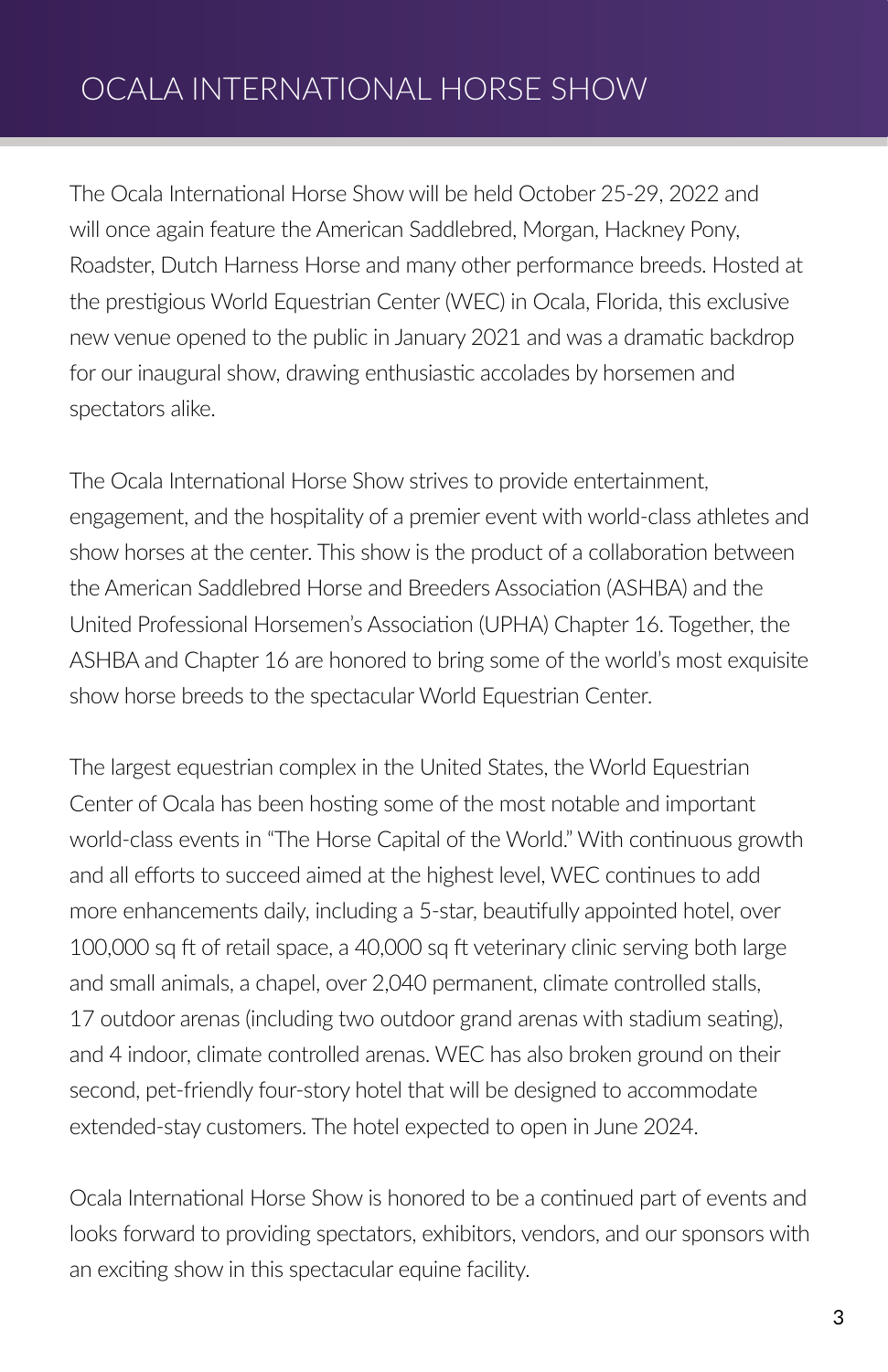# OCALA INTERNATIONAL HORSE SHOW

The Ocala International Horse Show will be held October 25-29, 2022 and will once again feature the American Saddlebred, Morgan, Hackney Pony, Roadster, Dutch Harness Horse and many other performance breeds. Hosted at the prestigious World Equestrian Center (WEC) in Ocala, Florida, this exclusive new venue opened to the public in January 2021 and was a dramatic backdrop for our inaugural show, drawing enthusiastic accolades by horsemen and spectators alike.

The Ocala International Horse Show strives to provide entertainment, engagement, and the hospitality of a premier event with world-class athletes and show horses at the center. This show is the product of a collaboration between the American Saddlebred Horse and Breeders Association (ASHBA) and the United Professional Horsemen's Association (UPHA) Chapter 16. Together, the ASHBA and Chapter 16 are honored to bring some of the world's most exquisite show horse breeds to the spectacular World Equestrian Center.

The largest equestrian complex in the United States, the World Equestrian Center of Ocala has been hosting some of the most notable and important world-class events in "The Horse Capital of the World." With continuous growth and all efforts to succeed aimed at the highest level, WEC continues to add more enhancements daily, including a 5-star, beautifully appointed hotel, over 100,000 sq ft of retail space, a 40,000 sq ft veterinary clinic serving both large and small animals, a chapel, over 2,040 permanent, climate controlled stalls, 17 outdoor arenas (including two outdoor grand arenas with stadium seating), and 4 indoor, climate controlled arenas. WEC has also broken ground on their second, pet-friendly four-story hotel that will be designed to accommodate extended-stay customers. The hotel expected to open in June 2024.

Ocala International Horse Show is honored to be a continued part of events and looks forward to providing spectators, exhibitors, vendors, and our sponsors with an exciting show in this spectacular equine facility.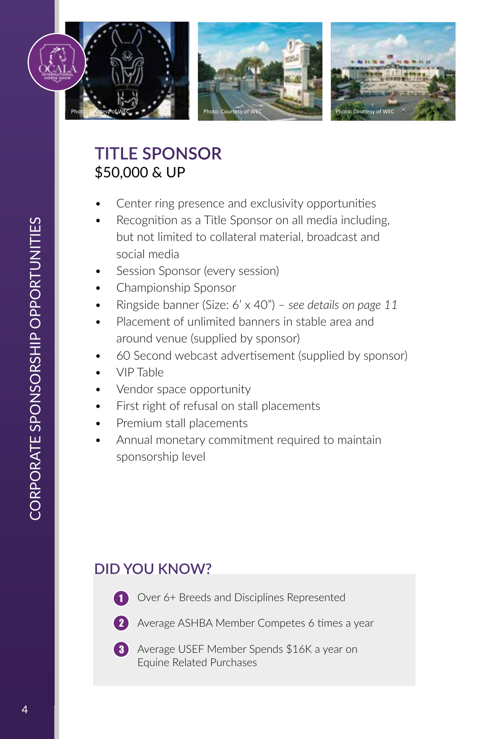## TITLE SPONSOR

$50,000 & UP

- Center ring presence and exclusivity opportunities
- Recognition as a Title Sponsor on all media including, but not limited to collateral material, broadcast and social media
- Session Sponsor (every session)
- Championship Sponsor
- Ringside banner (Size: 6' x 40") – *see details on page 11*
- Placement of unlimited banners in stable area and around venue (supplied by sponsor)
- 60 Second webcast advertisement (supplied by sponsor)
- VIP Table
- Vendor space opportunity
- First right of refusal on stall placements
- Premium stall placements
- Annual monetary commitment required to maintain sponsorship level

## DID YOU KNOW?

1. Over 6+ Breeds and Disciplines Represented
2. Average ASHBA Member Competes 6 times a year
3. Average USEF Member Spends $16K a year on Equine Related Purchases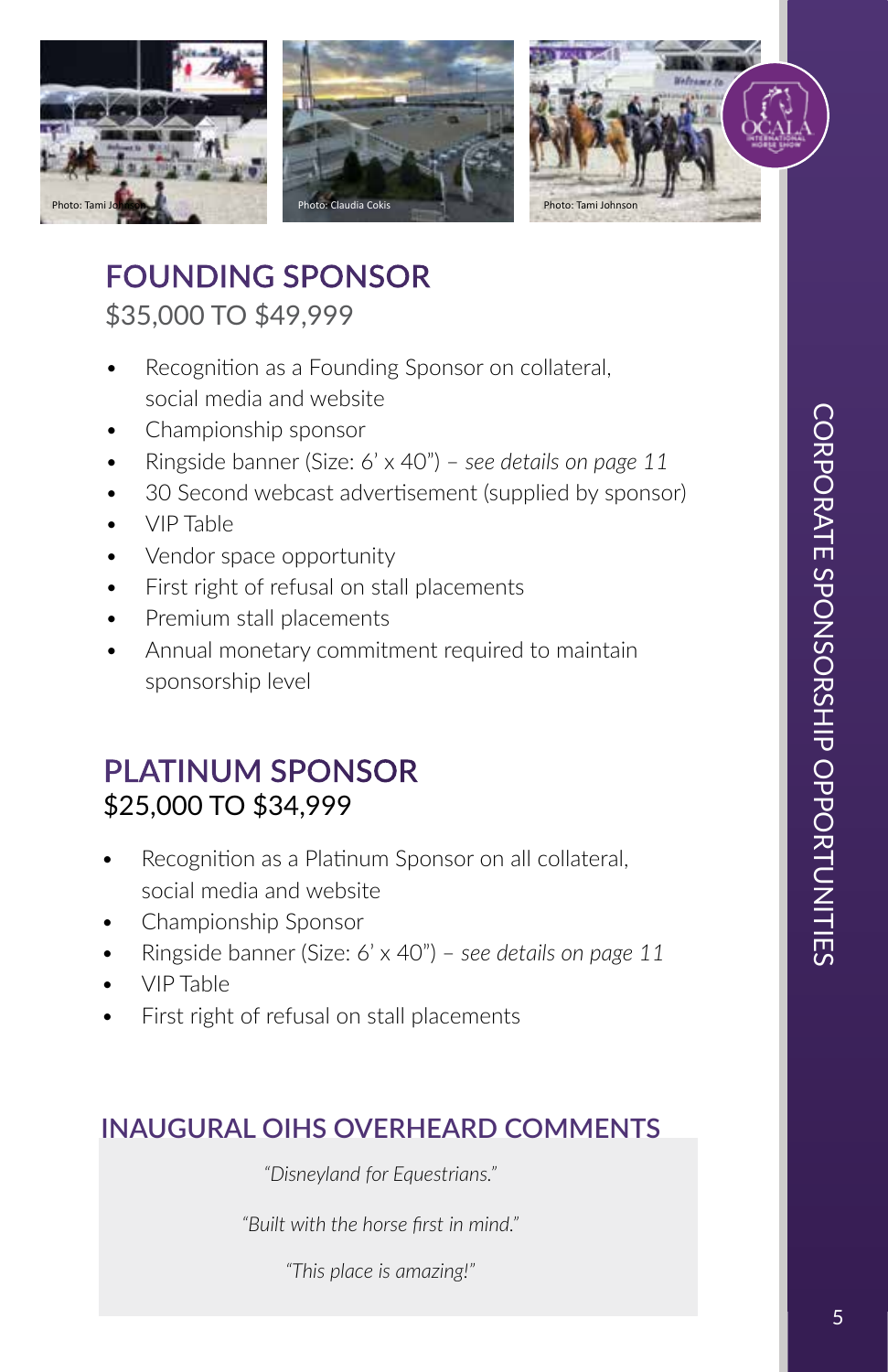Photo: Tami Johnson

Photo: Claudia Cokis

Photo: Tami Johnson

## FOUNDING SPONSOR

$35,000 TO $49,999

- Recognition as a Founding Sponsor on collateral, social media and website
- Championship sponsor
- Ringside banner (Size: 6' x 40") – *see details on page 11*
- 30 Second webcast advertisement (supplied by sponsor)
- VIP Table
- Vendor space opportunity
- First right of refusal on stall placements
- Premium stall placements
- Annual monetary commitment required to maintain sponsorship level

## PLATINUM SPONSOR

$25,000 TO $34,999

- Recognition as a Platinum Sponsor on all collateral, social media and website
- Championship Sponsor
- Ringside banner (Size: 6' x 40") – *see details on page 11*
- VIP Table
- First right of refusal on stall placements

### INAUGURAL OIHS OVERHEARD COMMENTS

*"Disneyland for Equestrians."*

*"Built with the horse first in mind."*

*"This place is amazing!"*

CORPORATE SPONSORSHIP OPPORTUNITIES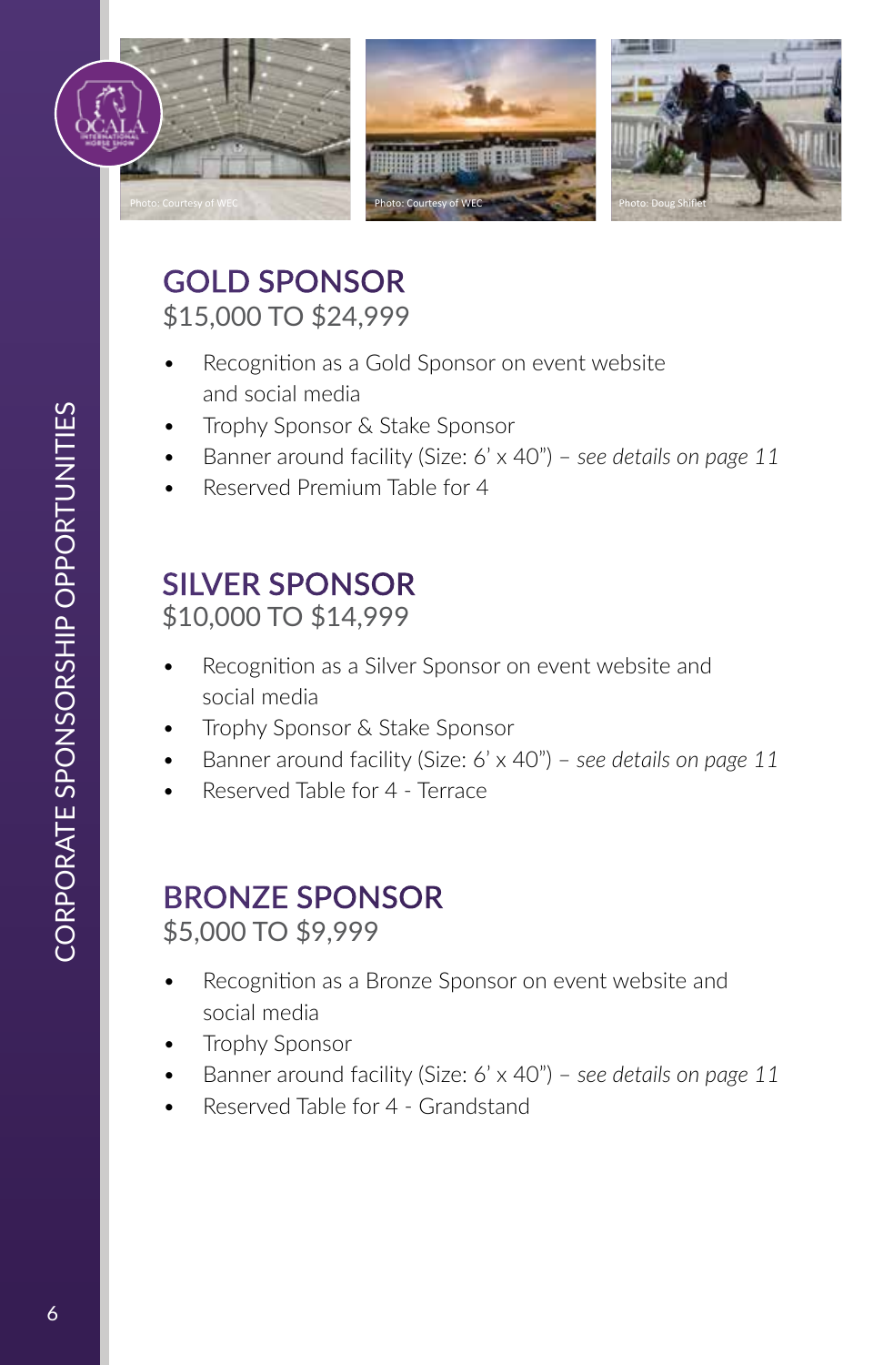Photo: Courtesy of WEC

Photo: Courtesy of WEC

Photo: Doug Shiflet

## GOLD SPONSOR

$15,000 TO $24,999

- Recognition as a Gold Sponsor on event website and social media
- Trophy Sponsor & Stake Sponsor
- Banner around facility (Size: 6' x 40") – *see details on page 11*
- Reserved Premium Table for 4

## SILVER SPONSOR

$10,000 TO $14,999

- Recognition as a Silver Sponsor on event website and social media
- Trophy Sponsor & Stake Sponsor
- Banner around facility (Size: 6' x 40") – *see details on page 11*
- Reserved Table for 4 - Terrace

## BRONZE SPONSOR

$5,000 TO $9,999

- Recognition as a Bronze Sponsor on event website and social media
- Trophy Sponsor
- Banner around facility (Size: 6' x 40") – *see details on page 11*
- Reserved Table for 4 - Grandstand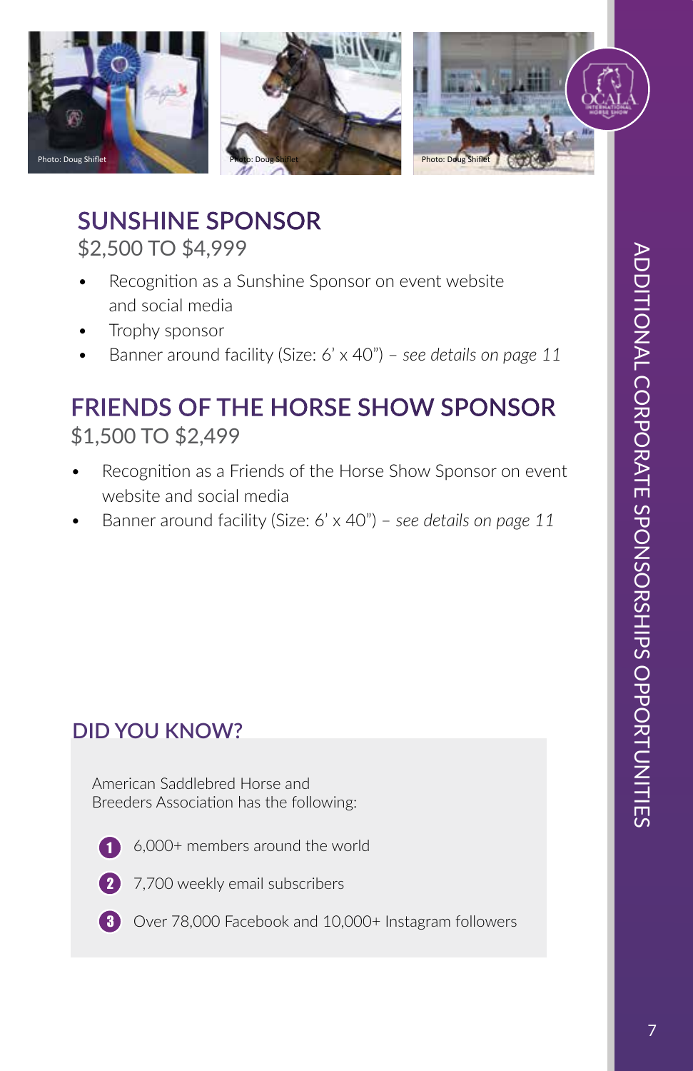Photo: Doug Shiflet

Photo: Doug Shiflet

Photo: Doug Shiflet

## SUNSHINE SPONSOR

$2,500 TO $4,999

- Recognition as a Sunshine Sponsor on event website and social media
- Trophy sponsor
- Banner around facility (Size: 6' x 40") – *see details on page 11*

## FRIENDS OF THE HORSE SHOW SPONSOR

$1,500 TO $2,499

- Recognition as a Friends of the Horse Show Sponsor on event website and social media
- Banner around facility (Size: 6' x 40") – *see details on page 11*

### DID YOU KNOW?

American Saddlebred Horse and Breeders Association has the following:

1. 6,000+ members around the world
2. 7,700 weekly email subscribers
3. Over 78,000 Facebook and 10,000+ Instagram followers

ADDITIONAL CORPORATE SPONSORSHIPS OPPORTUNITIES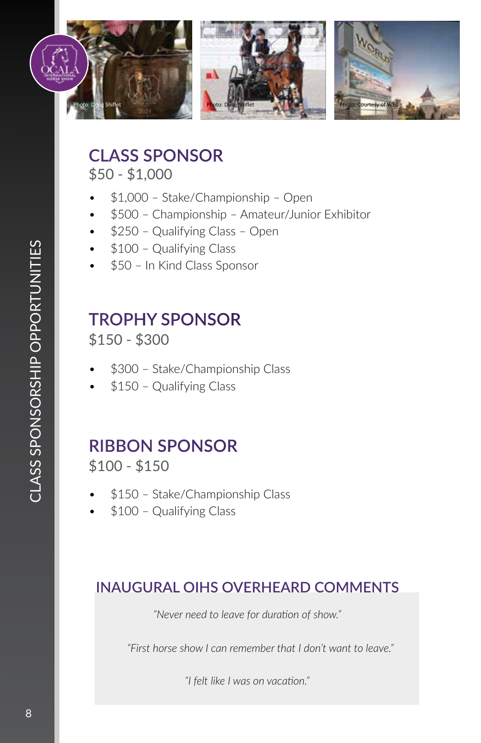Photo: Doug Shiflet

Photo: Doug Shiflet

Photo: Courtesy of WEC

## CLASS SPONSOR

$50 - $1,000

- $1,000 – Stake/Championship – Open
- $500 – Championship – Amateur/Junior Exhibitor
- $250 – Qualifying Class – Open
- $100 – Qualifying Class
- $50 – In Kind Class Sponsor

## TROPHY SPONSOR

$150 - $300

- $300 – Stake/Championship Class
- $150 – Qualifying Class

## RIBBON SPONSOR

$100 - $150

- $150 – Stake/Championship Class
- $100 – Qualifying Class

### INAUGURAL OIHS OVERHEARD COMMENTS

*"Never need to leave for duration of show."*

*"First horse show I can remember that I don't want to leave."*

*"I felt like I was on vacation."*

CLASS SPONSORSHIP OPPORTUNITIES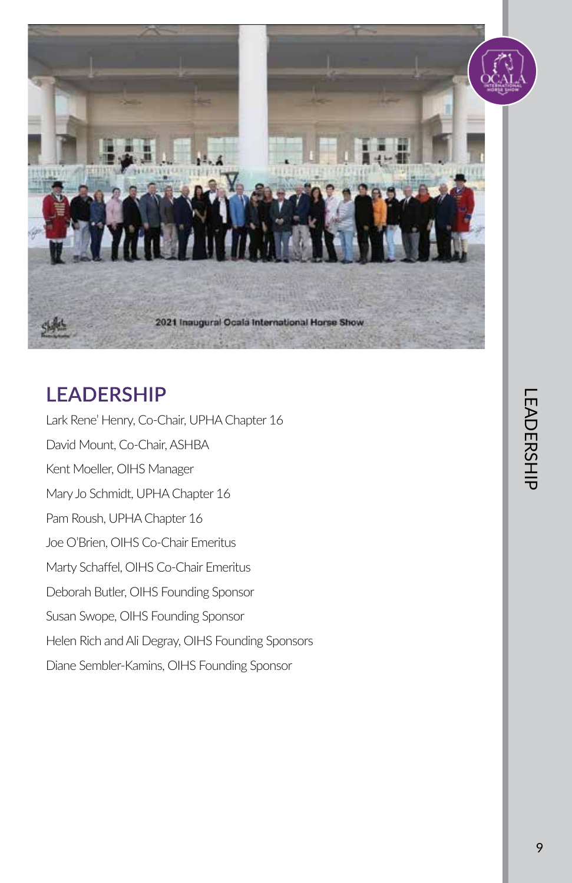## LEADERSHIP

Lark Rene' Henry, Co-Chair, UPHA Chapter 16

David Mount, Co-Chair, ASHBA

Kent Moeller, OIHS Manager

Mary Jo Schmidt, UPHA Chapter 16

Pam Roush, UPHA Chapter 16

Joe O'Brien, OIHS Co-Chair Emeritus

Marty Schaffel, OIHS Co-Chair Emeritus

Deborah Butler, OIHS Founding Sponsor

Susan Swope, OIHS Founding Sponsor

Helen Rich and Ali Degray, OIHS Founding Sponsors

Diane Sembler-Kamins, OIHS Founding Sponsor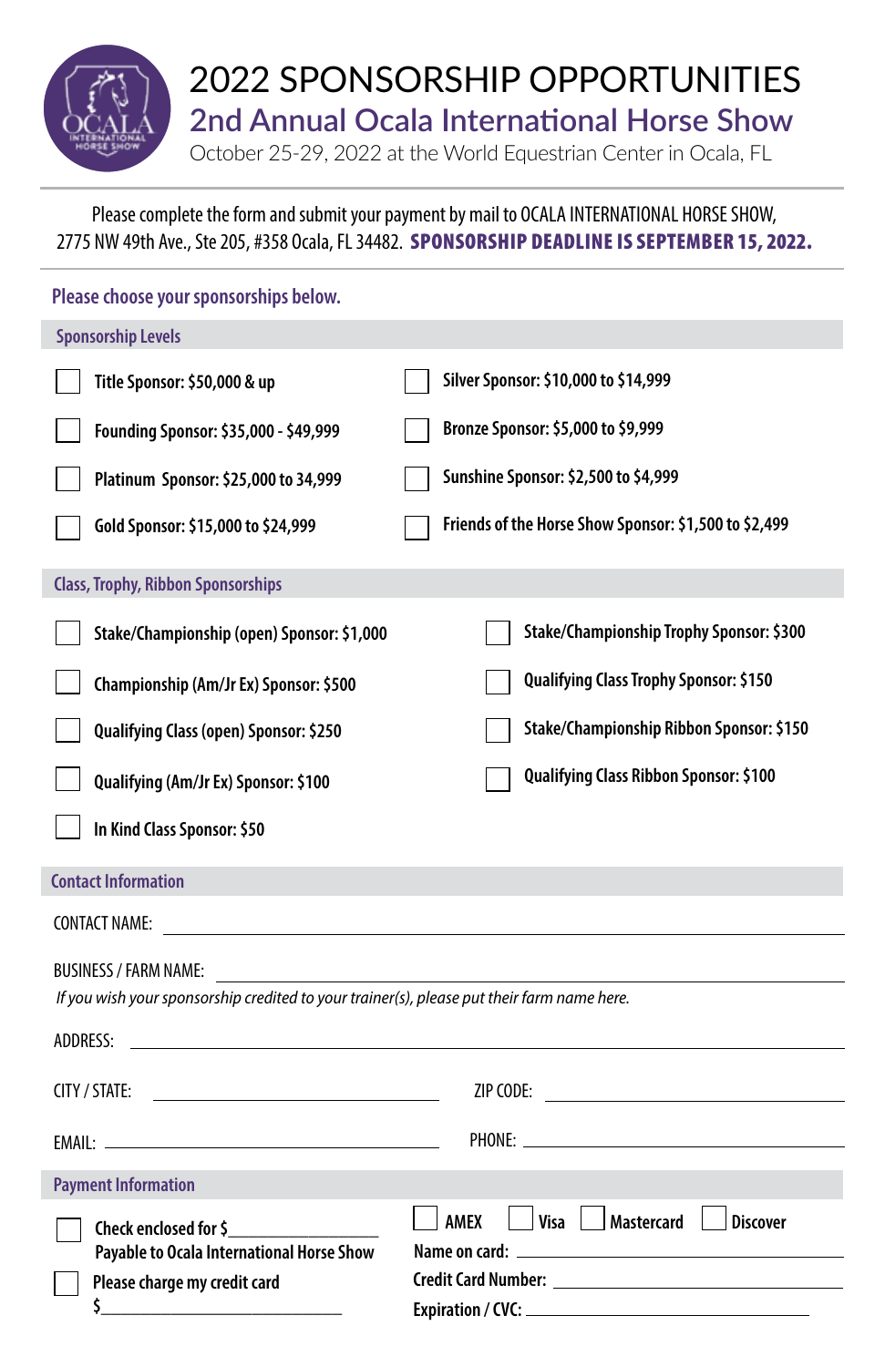# 2022 SPONSORSHIP OPPORTUNITIES

## 2nd Annual Ocala International Horse Show

October 25-29, 2022 at the World Equestrian Center in Ocala, FL

Please complete the form and submit your payment by mail to OCALA INTERNATIONAL HORSE SHOW, 2775 NW 49th Ave., Ste 205, #358 Ocala, FL 34482. **SPONSORSHIP DEADLINE IS SEPTEMBER 15, 2022.**

**Please choose your sponsorships below.**

### Sponsorship Levels

- ☐ **Title Sponsor: $50,000 & up**
- ☐ **Founding Sponsor: $35,000 - $49,999**
- ☐ **Platinum Sponsor: $25,000 to 34,999**
- ☐ **Gold Sponsor: $15,000 to $24,999**
- ☐ **Silver Sponsor: $10,000 to $14,999**
- ☐ **Bronze Sponsor: $5,000 to $9,999**
- ☐ **Sunshine Sponsor: $2,500 to $4,999**
- ☐ **Friends of the Horse Show Sponsor: $1,500 to $2,499**

### Class, Trophy, Ribbon Sponsorships

- ☐ **Stake/Championship (open) Sponsor: $1,000**
- ☐ **Championship (Am/Jr Ex) Sponsor: $500**
- ☐ **Qualifying Class (open) Sponsor: $250**
- ☐ **Qualifying (Am/Jr Ex) Sponsor: $100**
- ☐ **In Kind Class Sponsor: $50**
- ☐ **Stake/Championship Trophy Sponsor: $300**
- ☐ **Qualifying Class Trophy Sponsor: $150**
- ☐ **Stake/Championship Ribbon Sponsor: $150**
- ☐ **Qualifying Class Ribbon Sponsor: $100**

### Contact Information

CONTACT NAME: ______________________________

BUSINESS / FARM NAME: ______________________________

*If you wish your sponsorship credited to your trainer(s), please put their farm name here.*

ADDRESS: ______________________________

CITY / STATE: ______________________________ ZIP CODE: ______________________________

EMAIL: ______________________________ PHONE: ______________________________

### Payment Information

- ☐ **Check enclosed for $________________**
  **Payable to Ocala International Horse Show**
- ☐ **Please charge my credit card**
  **$____________________________**

☐ **AMEX** ☐ **Visa** ☐ **Mastercard** ☐ **Discover**

**Name on card:** ______________________________

**Credit Card Number:** ______________________________

**Expiration / CVC:** ______________________________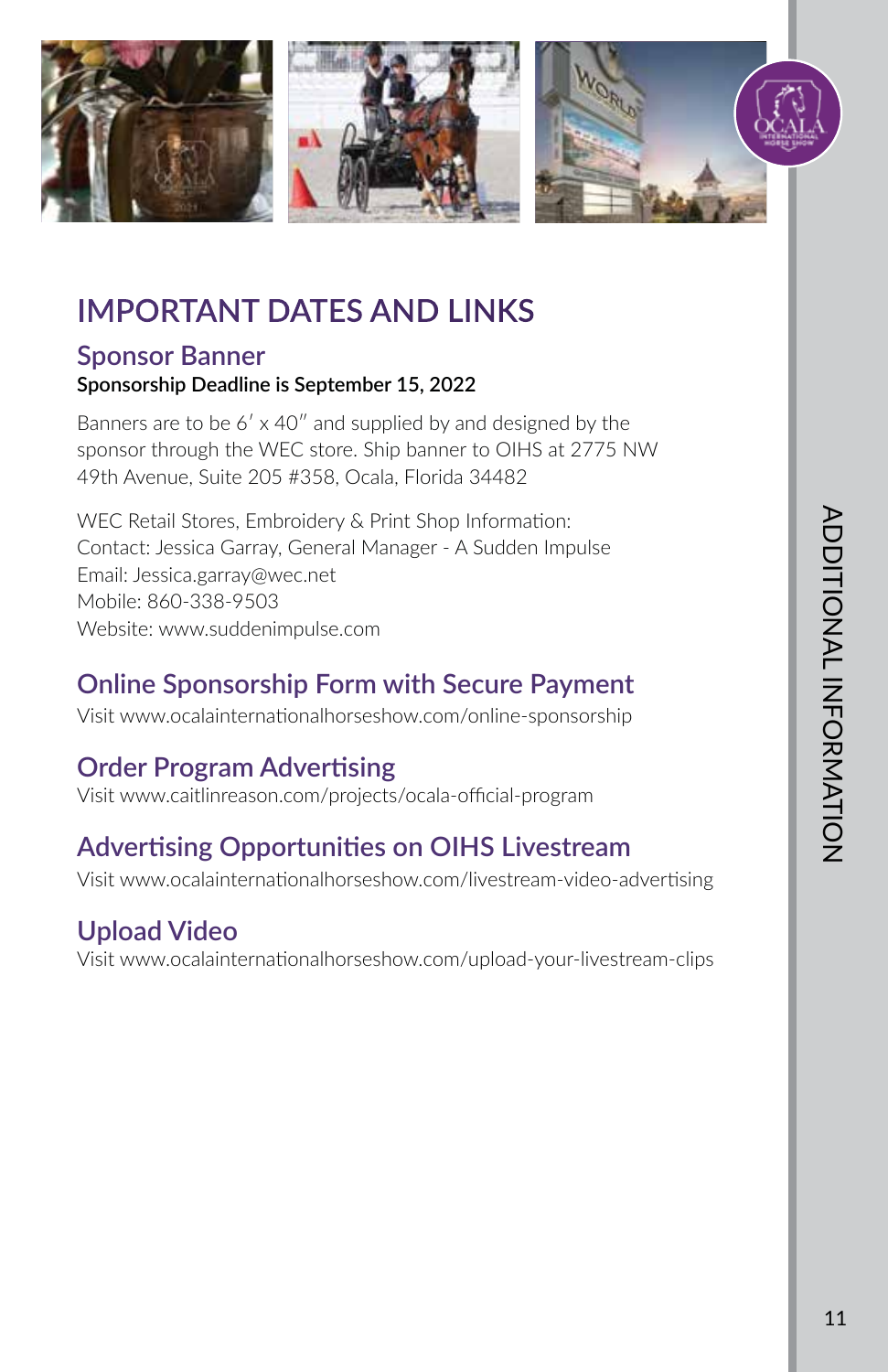# IMPORTANT DATES AND LINKS

## Sponsor Banner

**Sponsorship Deadline is September 15, 2022**

Banners are to be 6′ x 40″ and supplied by and designed by the sponsor through the WEC store. Ship banner to OIHS at 2775 NW 49th Avenue, Suite 205 #358, Ocala, Florida 34482

WEC Retail Stores, Embroidery & Print Shop Information:
Contact: Jessica Garray, General Manager - A Sudden Impulse
Email: Jessica.garray@wec.net
Mobile: 860-338-9503
Website: www.suddenimpulse.com

## Online Sponsorship Form with Secure Payment

Visit www.ocalainternationalhorseshow.com/online-sponsorship

## Order Program Advertising

Visit www.caitlinreason.com/projects/ocala-official-program

## Advertising Opportunities on OIHS Livestream

Visit www.ocalainternationalhorseshow.com/livestream-video-advertising

## Upload Video

Visit www.ocalainternationalhorseshow.com/upload-your-livestream-clips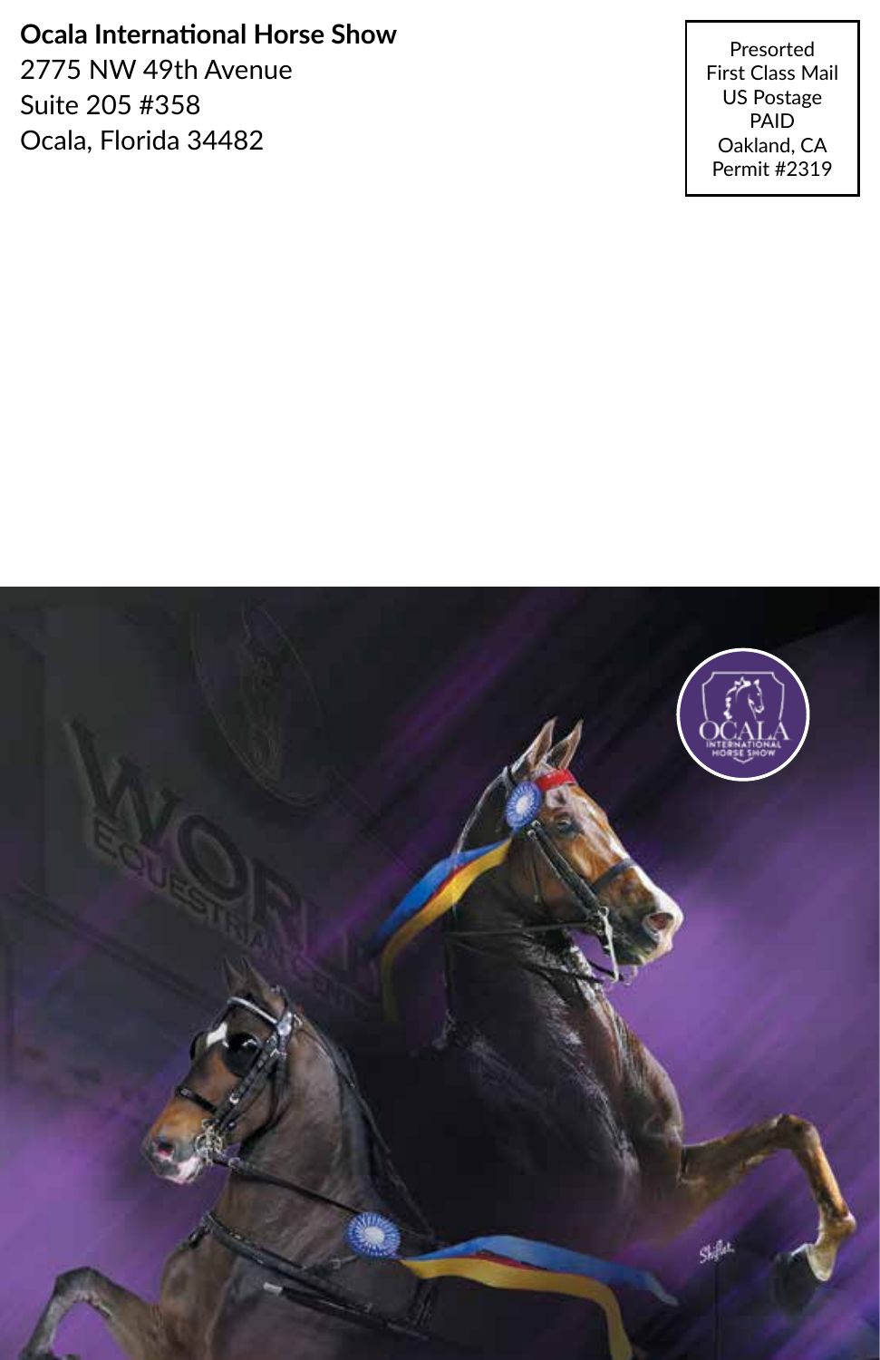**Ocala International Horse Show**
2775 NW 49th Avenue
Suite 205 #358
Ocala, Florida 34482

Presorted
First Class Mail
US Postage
PAID
Oakland, CA
Permit #2319